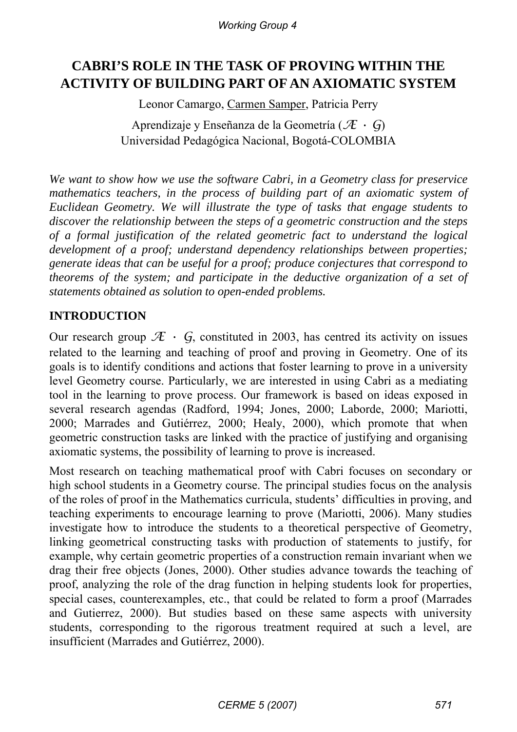# CABRI'S ROLE IN THE TASK OF PROVING WITHIN THE ACTIVITY OF BUILDING PART OF AN AXIOMATIC SYSTEM

Leonor Camargo, Carmen Samper, Patricia Perry

Aprendizaje y Enseñanza de la Geometría (Æ · G)
Universidad Pedagógica Nacional, Bogotá-COLOMBIA

*We want to show how we use the software Cabri, in a Geometry class for preservice mathematics teachers, in the process of building part of an axiomatic system of Euclidean Geometry. We will illustrate the type of tasks that engage students to discover the relationship between the steps of a geometric construction and the steps of a formal justification of the related geometric fact to understand the logical development of a proof; understand dependency relationships between properties; generate ideas that can be useful for a proof; produce conjectures that correspond to theorems of the system; and participate in the deductive organization of a set of statements obtained as solution to open-ended problems.*

## INTRODUCTION

Our research group Æ · G, constituted in 2003, has centred its activity on issues related to the learning and teaching of proof and proving in Geometry. One of its goals is to identify conditions and actions that foster learning to prove in a university level Geometry course. Particularly, we are interested in using Cabri as a mediating tool in the learning to prove process. Our framework is based on ideas exposed in several research agendas (Radford, 1994; Jones, 2000; Laborde, 2000; Mariotti, 2000; Marrades and Gutiérrez, 2000; Healy, 2000), which promote that when geometric construction tasks are linked with the practice of justifying and organising axiomatic systems, the possibility of learning to prove is increased.

Most research on teaching mathematical proof with Cabri focuses on secondary or high school students in a Geometry course. The principal studies focus on the analysis of the roles of proof in the Mathematics curricula, students' difficulties in proving, and teaching experiments to encourage learning to prove (Mariotti, 2006). Many studies investigate how to introduce the students to a theoretical perspective of Geometry, linking geometrical constructing tasks with production of statements to justify, for example, why certain geometric properties of a construction remain invariant when we drag their free objects (Jones, 2000). Other studies advance towards the teaching of proof, analyzing the role of the drag function in helping students look for properties, special cases, counterexamples, etc., that could be related to form a proof (Marrades and Gutierrez, 2000). But studies based on these same aspects with university students, corresponding to the rigorous treatment required at such a level, are insufficient (Marrades and Gutiérrez, 2000).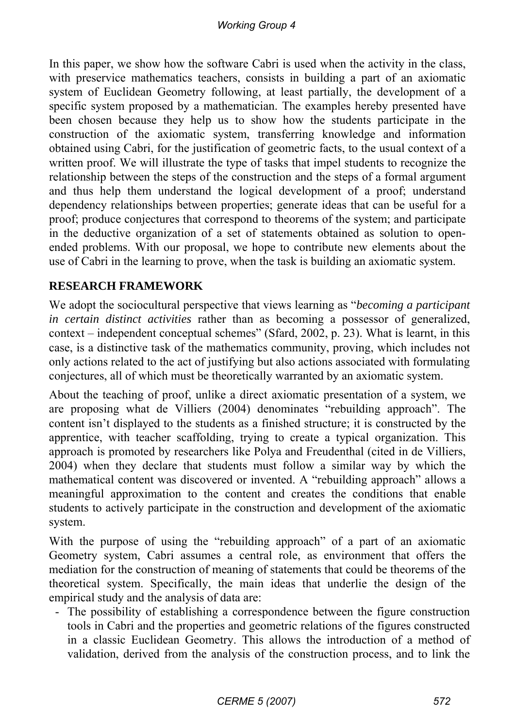In this paper, we show how the software Cabri is used when the activity in the class, with preservice mathematics teachers, consists in building a part of an axiomatic system of Euclidean Geometry following, at least partially, the development of a specific system proposed by a mathematician. The examples hereby presented have been chosen because they help us to show how the students participate in the construction of the axiomatic system, transferring knowledge and information obtained using Cabri, for the justification of geometric facts, to the usual context of a written proof. We will illustrate the type of tasks that impel students to recognize the relationship between the steps of the construction and the steps of a formal argument and thus help them understand the logical development of a proof; understand dependency relationships between properties; generate ideas that can be useful for a proof; produce conjectures that correspond to theorems of the system; and participate in the deductive organization of a set of statements obtained as solution to open-ended problems. With our proposal, we hope to contribute new elements about the use of Cabri in the learning to prove, when the task is building an axiomatic system.

## RESEARCH FRAMEWORK

We adopt the sociocultural perspective that views learning as "*becoming a participant in certain distinct activities* rather than as becoming a possessor of generalized, context – independent conceptual schemes" (Sfard, 2002, p. 23). What is learnt, in this case, is a distinctive task of the mathematics community, proving, which includes not only actions related to the act of justifying but also actions associated with formulating conjectures, all of which must be theoretically warranted by an axiomatic system.

About the teaching of proof, unlike a direct axiomatic presentation of a system, we are proposing what de Villiers (2004) denominates "rebuilding approach". The content isn't displayed to the students as a finished structure; it is constructed by the apprentice, with teacher scaffolding, trying to create a typical organization. This approach is promoted by researchers like Polya and Freudenthal (cited in de Villiers, 2004) when they declare that students must follow a similar way by which the mathematical content was discovered or invented. A "rebuilding approach" allows a meaningful approximation to the content and creates the conditions that enable students to actively participate in the construction and development of the axiomatic system.

With the purpose of using the "rebuilding approach" of a part of an axiomatic Geometry system, Cabri assumes a central role, as environment that offers the mediation for the construction of meaning of statements that could be theorems of the theoretical system. Specifically, the main ideas that underlie the design of the empirical study and the analysis of data are:

- The possibility of establishing a correspondence between the figure construction tools in Cabri and the properties and geometric relations of the figures constructed in a classic Euclidean Geometry. This allows the introduction of a method of validation, derived from the analysis of the construction process, and to link the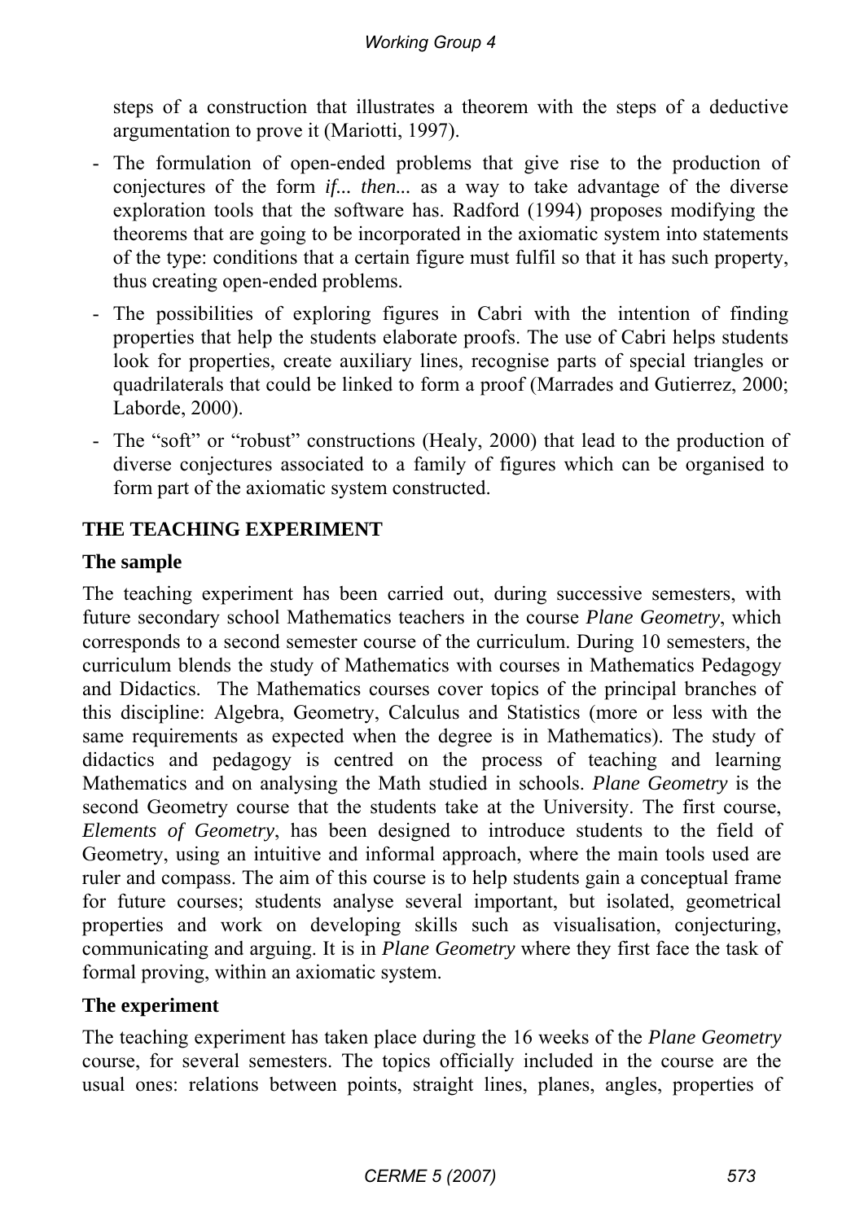steps of a construction that illustrates a theorem with the steps of a deductive argumentation to prove it (Mariotti, 1997).

- The formulation of open-ended problems that give rise to the production of conjectures of the form *if... then...* as a way to take advantage of the diverse exploration tools that the software has. Radford (1994) proposes modifying the theorems that are going to be incorporated in the axiomatic system into statements of the type: conditions that a certain figure must fulfil so that it has such property, thus creating open-ended problems.
- The possibilities of exploring figures in Cabri with the intention of finding properties that help the students elaborate proofs. The use of Cabri helps students look for properties, create auxiliary lines, recognise parts of special triangles or quadrilaterals that could be linked to form a proof (Marrades and Gutierrez, 2000; Laborde, 2000).
- The "soft" or "robust" constructions (Healy, 2000) that lead to the production of diverse conjectures associated to a family of figures which can be organised to form part of the axiomatic system constructed.

## THE TEACHING EXPERIMENT

### The sample

The teaching experiment has been carried out, during successive semesters, with future secondary school Mathematics teachers in the course *Plane Geometry*, which corresponds to a second semester course of the curriculum. During 10 semesters, the curriculum blends the study of Mathematics with courses in Mathematics Pedagogy and Didactics. The Mathematics courses cover topics of the principal branches of this discipline: Algebra, Geometry, Calculus and Statistics (more or less with the same requirements as expected when the degree is in Mathematics). The study of didactics and pedagogy is centred on the process of teaching and learning Mathematics and on analysing the Math studied in schools. *Plane Geometry* is the second Geometry course that the students take at the University. The first course, *Elements of Geometry*, has been designed to introduce students to the field of Geometry, using an intuitive and informal approach, where the main tools used are ruler and compass. The aim of this course is to help students gain a conceptual frame for future courses; students analyse several important, but isolated, geometrical properties and work on developing skills such as visualisation, conjecturing, communicating and arguing. It is in *Plane Geometry* where they first face the task of formal proving, within an axiomatic system.

### The experiment

The teaching experiment has taken place during the 16 weeks of the *Plane Geometry* course, for several semesters. The topics officially included in the course are the usual ones: relations between points, straight lines, planes, angles, properties of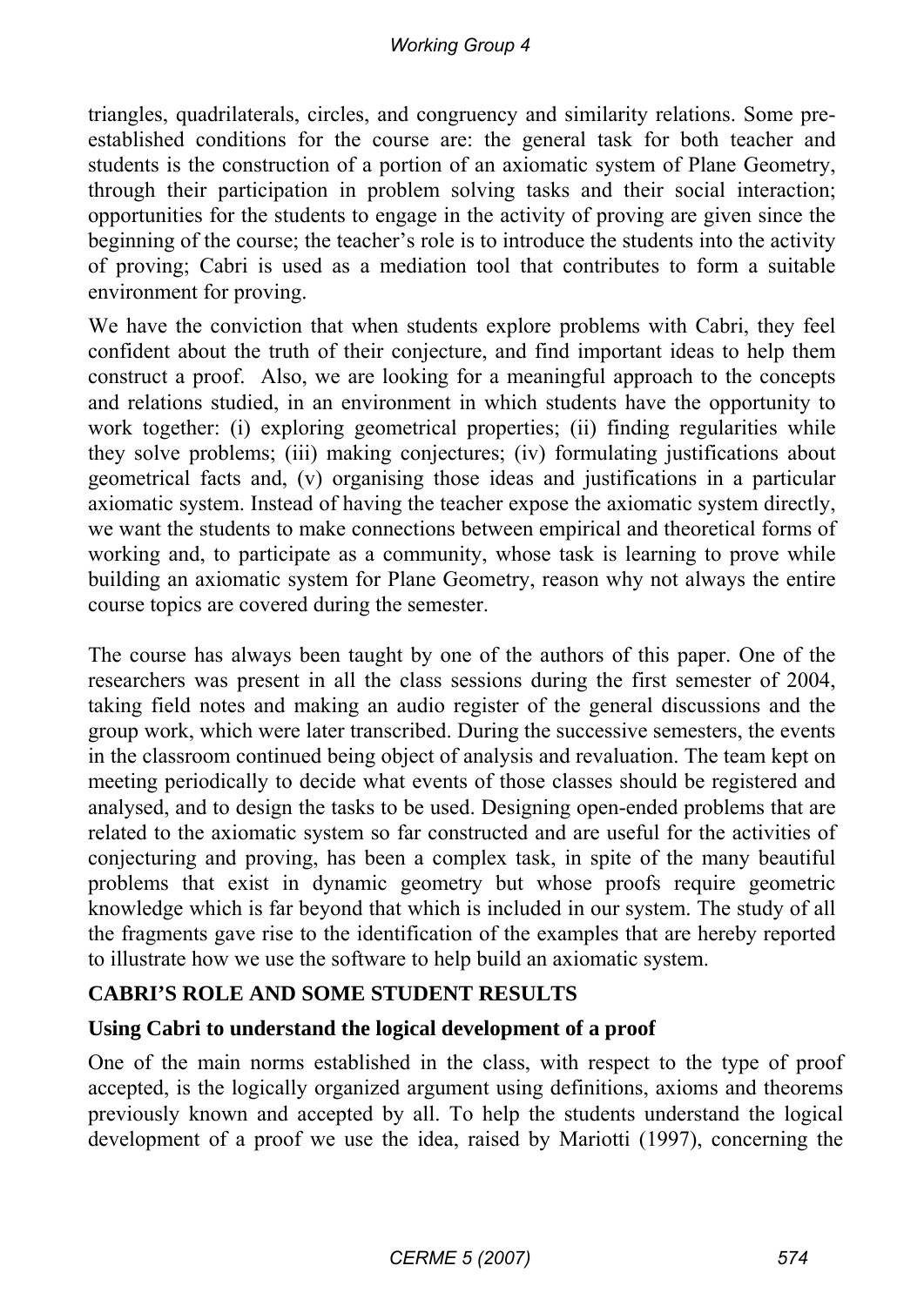triangles, quadrilaterals, circles, and congruency and similarity relations. Some pre-established conditions for the course are: the general task for both teacher and students is the construction of a portion of an axiomatic system of Plane Geometry, through their participation in problem solving tasks and their social interaction; opportunities for the students to engage in the activity of proving are given since the beginning of the course; the teacher's role is to introduce the students into the activity of proving; Cabri is used as a mediation tool that contributes to form a suitable environment for proving.

We have the conviction that when students explore problems with Cabri, they feel confident about the truth of their conjecture, and find important ideas to help them construct a proof. Also, we are looking for a meaningful approach to the concepts and relations studied, in an environment in which students have the opportunity to work together: (i) exploring geometrical properties; (ii) finding regularities while they solve problems; (iii) making conjectures; (iv) formulating justifications about geometrical facts and, (v) organising those ideas and justifications in a particular axiomatic system. Instead of having the teacher expose the axiomatic system directly, we want the students to make connections between empirical and theoretical forms of working and, to participate as a community, whose task is learning to prove while building an axiomatic system for Plane Geometry, reason why not always the entire course topics are covered during the semester.

The course has always been taught by one of the authors of this paper. One of the researchers was present in all the class sessions during the first semester of 2004, taking field notes and making an audio register of the general discussions and the group work, which were later transcribed. During the successive semesters, the events in the classroom continued being object of analysis and revaluation. The team kept on meeting periodically to decide what events of those classes should be registered and analysed, and to design the tasks to be used. Designing open-ended problems that are related to the axiomatic system so far constructed and are useful for the activities of conjecturing and proving, has been a complex task, in spite of the many beautiful problems that exist in dynamic geometry but whose proofs require geometric knowledge which is far beyond that which is included in our system. The study of all the fragments gave rise to the identification of the examples that are hereby reported to illustrate how we use the software to help build an axiomatic system.

## CABRI'S ROLE AND SOME STUDENT RESULTS

### Using Cabri to understand the logical development of a proof

One of the main norms established in the class, with respect to the type of proof accepted, is the logically organized argument using definitions, axioms and theorems previously known and accepted by all. To help the students understand the logical development of a proof we use the idea, raised by Mariotti (1997), concerning the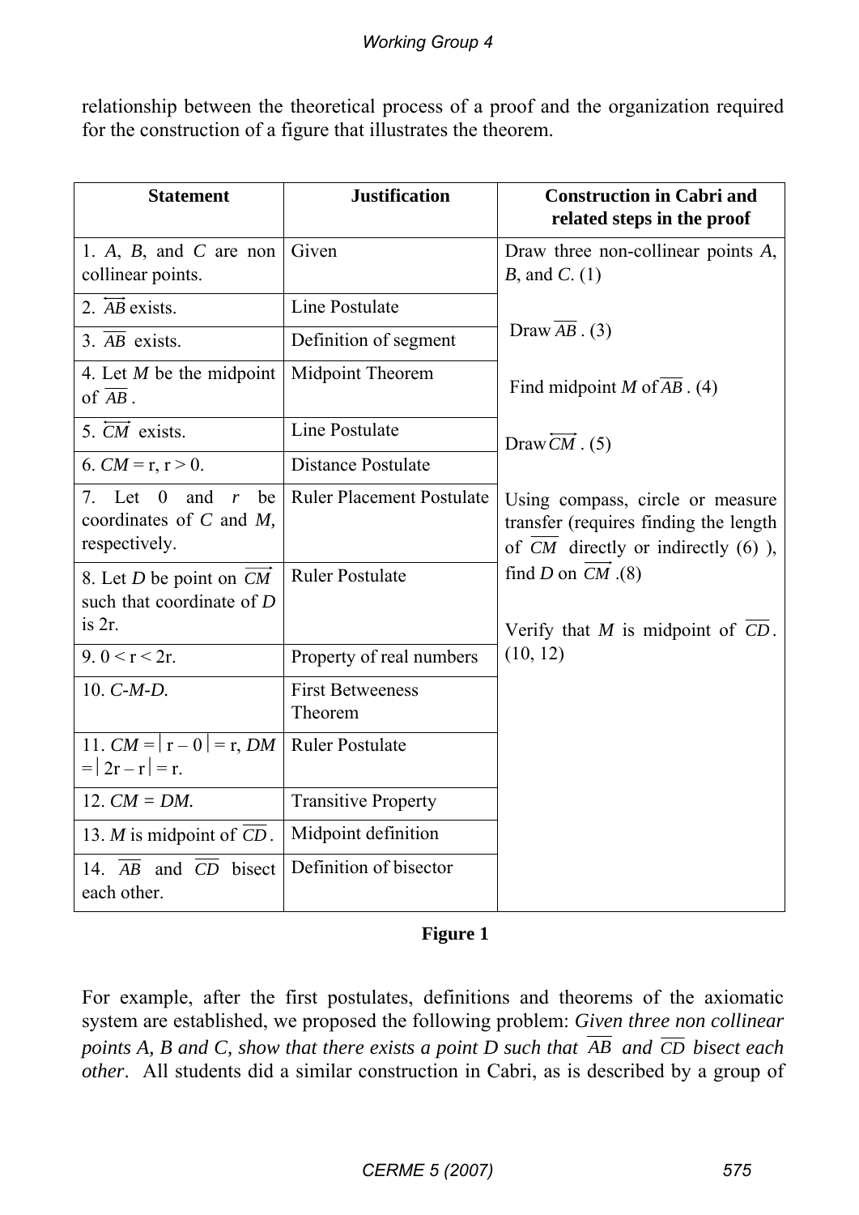relationship between the theoretical process of a proof and the organization required for the construction of a figure that illustrates the theorem.

| Statement | Justification | Construction in Cabri and related steps in the proof |
|---|---|---|
| 1. $A$, $B$, and $C$ are non collinear points. | Given | Draw three non-collinear points $A$, $B$, and $C$. (1) |
| 2. $\overleftrightarrow{AB}$ exists. | Line Postulate | |
| 3. $\overline{AB}$ exists. | Definition of segment | Draw $\overline{AB}$. (3) |
| 4. Let $M$ be the midpoint of $\overline{AB}$. | Midpoint Theorem | Find midpoint $M$ of $\overline{AB}$. (4) |
| 5. $\overleftrightarrow{CM}$ exists. | Line Postulate | Draw $\overleftrightarrow{CM}$. (5) |
| 6. $CM = r$, $r > 0$. | Distance Postulate | |
| 7. Let 0 and $r$ be coordinates of $C$ and $M$, respectively. | Ruler Placement Postulate | Using compass, circle or measure transfer (requires finding the length of $\overline{CM}$ directly or indirectly (6) ), find $D$ on $\overrightarrow{CM}$.(8) |
| 8. Let $D$ be point on $\overrightarrow{CM}$ such that coordinate of $D$ is $2r$. | Ruler Postulate | Verify that $M$ is midpoint of $\overline{CD}$. (10, 12) |
| 9. $0 < r < 2r$. | Property of real numbers | |
| 10. $C$-$M$-$D$. | First Betweeness Theorem | |
| 11. $CM = \lvert r - 0 \rvert = r$, $DM = \lvert 2r - r \rvert = r$. | Ruler Postulate | |
| 12. $CM = DM$. | Transitive Property | |
| 13. $M$ is midpoint of $\overline{CD}$. | Midpoint definition | |
| 14. $\overline{AB}$ and $\overline{CD}$ bisect each other. | Definition of bisector | |

**Figure 1**

For example, after the first postulates, definitions and theorems of the axiomatic system are established, we proposed the following problem: *Given three non collinear points A, B and C, show that there exists a point D such that* $\overline{AB}$ *and* $\overline{CD}$ *bisect each other*. All students did a similar construction in Cabri, as is described by a group of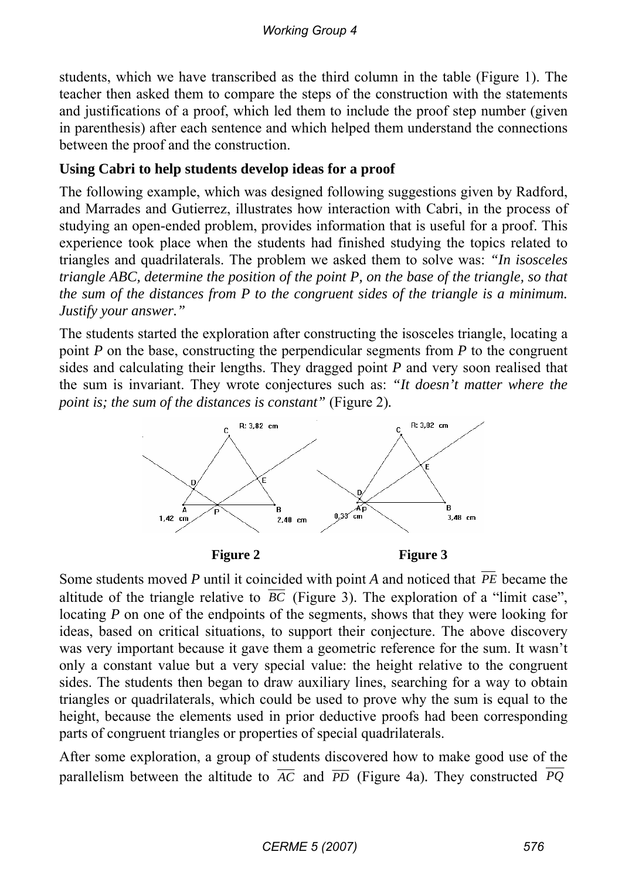students, which we have transcribed as the third column in the table (Figure 1). The teacher then asked them to compare the steps of the construction with the statements and justifications of a proof, which led them to include the proof step number (given in parenthesis) after each sentence and which helped them understand the connections between the proof and the construction.

**Using Cabri to help students develop ideas for a proof**

The following example, which was designed following suggestions given by Radford, and Marrades and Gutierrez, illustrates how interaction with Cabri, in the process of studying an open-ended problem, provides information that is useful for a proof. This experience took place when the students had finished studying the topics related to triangles and quadrilaterals. The problem we asked them to solve was: *"In isosceles triangle ABC, determine the position of the point P, on the base of the triangle, so that the sum of the distances from P to the congruent sides of the triangle is a minimum. Justify your answer."*

The students started the exploration after constructing the isosceles triangle, locating a point *P* on the base, constructing the perpendicular segments from *P* to the congruent sides and calculating their lengths. They dragged point *P* and very soon realised that the sum is invariant. They wrote conjectures such as: *"It doesn't matter where the point is; the sum of the distances is constant"* (Figure 2).

**Figure 2** **Figure 3**

Some students moved *P* until it coincided with point *A* and noticed that $\overline{PE}$ became the altitude of the triangle relative to $\overline{BC}$ (Figure 3). The exploration of a "limit case", locating *P* on one of the endpoints of the segments, shows that they were looking for ideas, based on critical situations, to support their conjecture. The above discovery was very important because it gave them a geometric reference for the sum. It wasn't only a constant value but a very special value: the height relative to the congruent sides. The students then began to draw auxiliary lines, searching for a way to obtain triangles or quadrilaterals, which could be used to prove why the sum is equal to the height, because the elements used in prior deductive proofs had been corresponding parts of congruent triangles or properties of special quadrilaterals.

After some exploration, a group of students discovered how to make good use of the parallelism between the altitude to $\overline{AC}$ and $\overline{PD}$ (Figure 4a). They constructed $\overline{PQ}$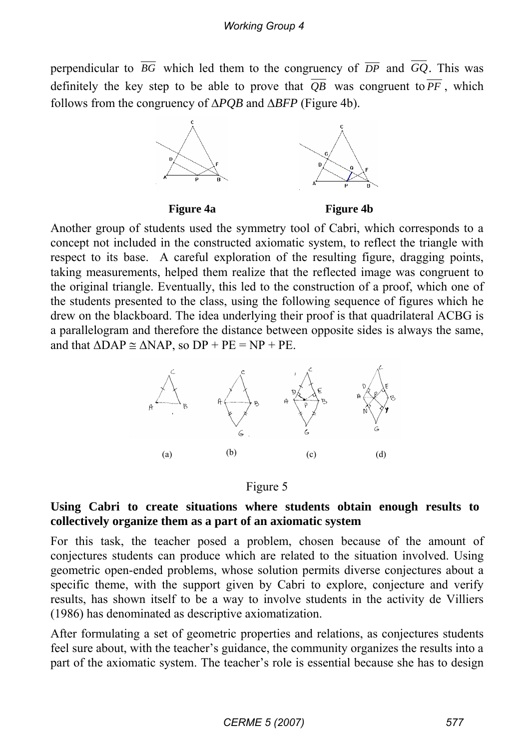perpendicular to $\overline{BG}$ which led them to the congruency of $\overline{DP}$ and $\overline{GQ}$. This was definitely the key step to be able to prove that $\overline{QB}$ was congruent to $\overline{PF}$, which follows from the congruency of $\Delta PQB$ and $\Delta BFP$ (Figure 4b).

**Figure 4a** **Figure 4b**

Another group of students used the symmetry tool of Cabri, which corresponds to a concept not included in the constructed axiomatic system, to reflect the triangle with respect to its base. A careful exploration of the resulting figure, dragging points, taking measurements, helped them realize that the reflected image was congruent to the original triangle. Eventually, this led to the construction of a proof, which one of the students presented to the class, using the following sequence of figures which he drew on the blackboard. The idea underlying their proof is that quadrilateral ACBG is a parallelogram and therefore the distance between opposite sides is always the same, and that $\Delta DAP \cong \Delta NAP$, so $DP + PE = NP + PE$.

(a) (b) (c) (d)

Figure 5

**Using Cabri to create situations where students obtain enough results to collectively organize them as a part of an axiomatic system**

For this task, the teacher posed a problem, chosen because of the amount of conjectures students can produce which are related to the situation involved. Using geometric open-ended problems, whose solution permits diverse conjectures about a specific theme, with the support given by Cabri to explore, conjecture and verify results, has shown itself to be a way to involve students in the activity de Villiers (1986) has denominated as descriptive axiomatization.

After formulating a set of geometric properties and relations, as conjectures students feel sure about, with the teacher's guidance, the community organizes the results into a part of the axiomatic system. The teacher's role is essential because she has to design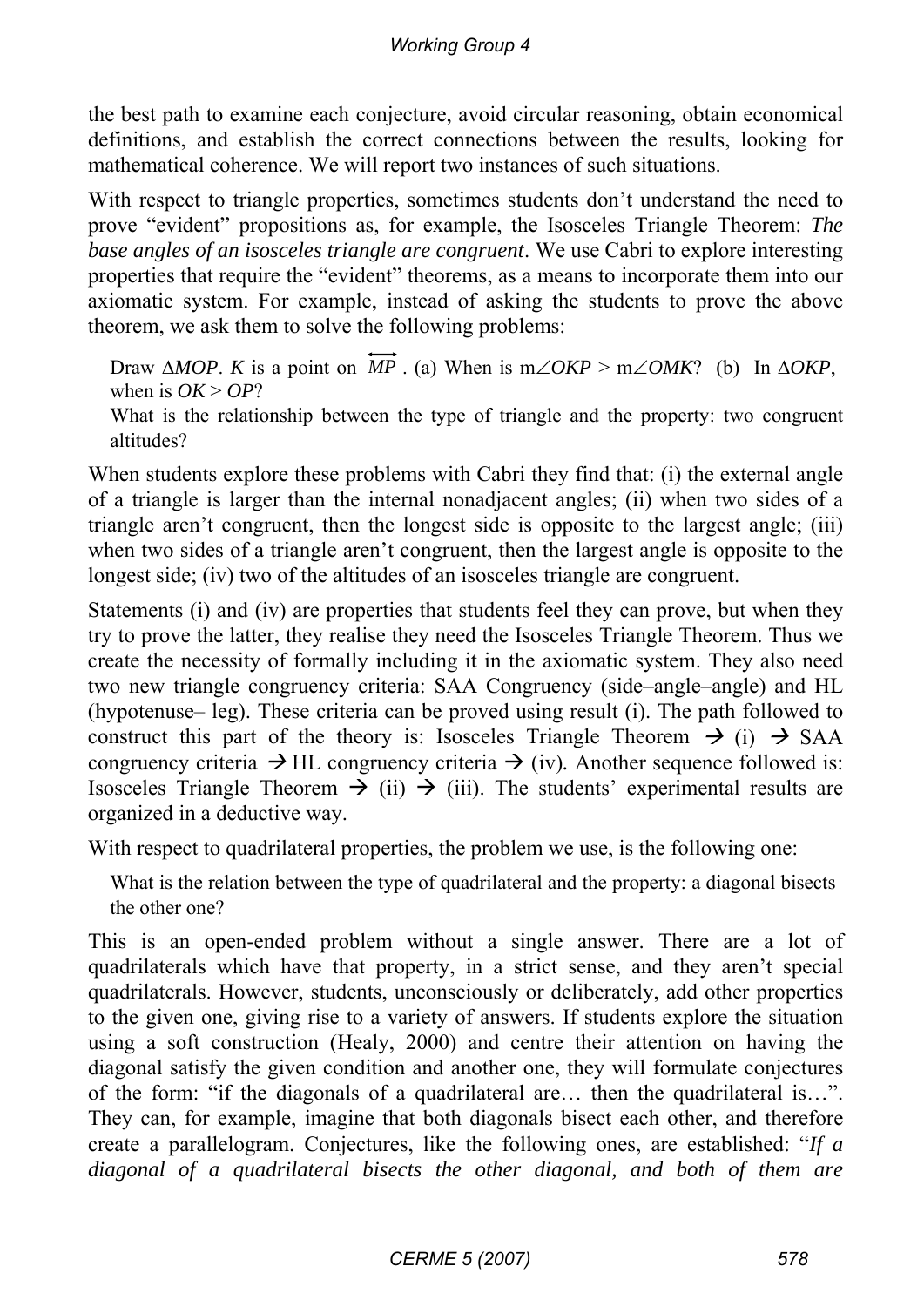the best path to examine each conjecture, avoid circular reasoning, obtain economical definitions, and establish the correct connections between the results, looking for mathematical coherence. We will report two instances of such situations.

With respect to triangle properties, sometimes students don't understand the need to prove "evident" propositions as, for example, the Isosceles Triangle Theorem: *The base angles of an isosceles triangle are congruent*. We use Cabri to explore interesting properties that require the "evident" theorems, as a means to incorporate them into our axiomatic system. For example, instead of asking the students to prove the above theorem, we ask them to solve the following problems:

> Draw $\Delta MOP$. $K$ is a point on $\overleftrightarrow{MP}$. (a) When is $m\angle OKP > m\angle OMK$? (b) In $\Delta OKP$, when is $OK > OP$?
>
> What is the relationship between the type of triangle and the property: two congruent altitudes?

When students explore these problems with Cabri they find that: (i) the external angle of a triangle is larger than the internal nonadjacent angles; (ii) when two sides of a triangle aren't congruent, then the longest side is opposite to the largest angle; (iii) when two sides of a triangle aren't congruent, then the largest angle is opposite to the longest side; (iv) two of the altitudes of an isosceles triangle are congruent.

Statements (i) and (iv) are properties that students feel they can prove, but when they try to prove the latter, they realise they need the Isosceles Triangle Theorem. Thus we create the necessity of formally including it in the axiomatic system. They also need two new triangle congruency criteria: SAA Congruency (side–angle–angle) and HL (hypotenuse– leg). These criteria can be proved using result (i). The path followed to construct this part of the theory is: Isosceles Triangle Theorem → (i) → SAA congruency criteria → HL congruency criteria → (iv). Another sequence followed is: Isosceles Triangle Theorem → (ii) → (iii). The students' experimental results are organized in a deductive way.

With respect to quadrilateral properties, the problem we use, is the following one:

> What is the relation between the type of quadrilateral and the property: a diagonal bisects the other one?

This is an open-ended problem without a single answer. There are a lot of quadrilaterals which have that property, in a strict sense, and they aren't special quadrilaterals. However, students, unconsciously or deliberately, add other properties to the given one, giving rise to a variety of answers. If students explore the situation using a soft construction (Healy, 2000) and centre their attention on having the diagonal satisfy the given condition and another one, they will formulate conjectures of the form: "if the diagonals of a quadrilateral are… then the quadrilateral is…". They can, for example, imagine that both diagonals bisect each other, and therefore create a parallelogram. Conjectures, like the following ones, are established: "*If a diagonal of a quadrilateral bisects the other diagonal, and both of them are*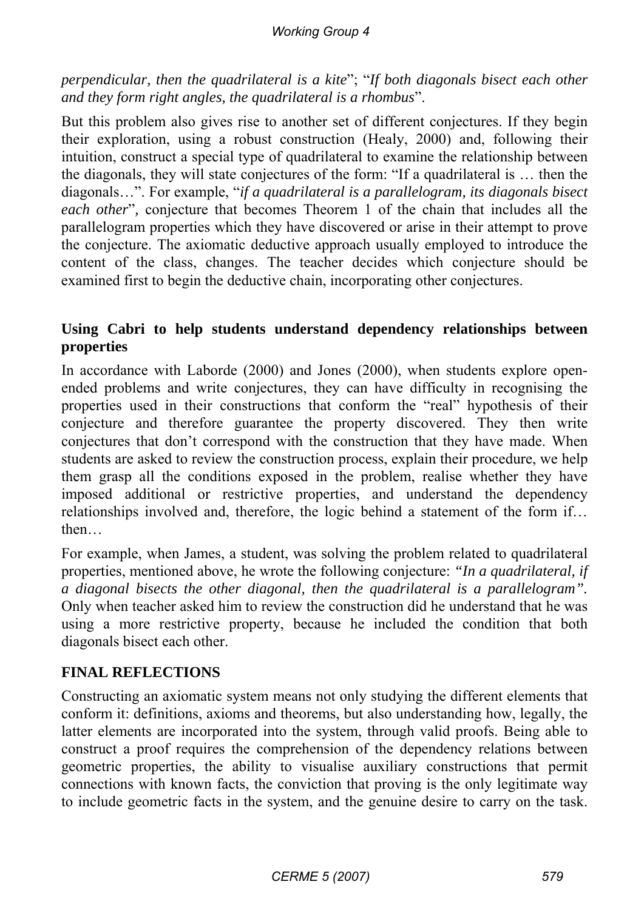*perpendicular, then the quadrilateral is a kite*"; "*If both diagonals bisect each other and they form right angles, the quadrilateral is a rhombus*".

But this problem also gives rise to another set of different conjectures. If they begin their exploration, using a robust construction (Healy, 2000) and, following their intuition, construct a special type of quadrilateral to examine the relationship between the diagonals, they will state conjectures of the form: "If a quadrilateral is … then the diagonals…". For example, "*if a quadrilateral is a parallelogram, its diagonals bisect each other*", conjecture that becomes Theorem 1 of the chain that includes all the parallelogram properties which they have discovered or arise in their attempt to prove the conjecture. The axiomatic deductive approach usually employed to introduce the content of the class, changes. The teacher decides which conjecture should be examined first to begin the deductive chain, incorporating other conjectures.

### Using Cabri to help students understand dependency relationships between properties

In accordance with Laborde (2000) and Jones (2000), when students explore open-ended problems and write conjectures, they can have difficulty in recognising the properties used in their constructions that conform the "real" hypothesis of their conjecture and therefore guarantee the property discovered. They then write conjectures that don't correspond with the construction that they have made. When students are asked to review the construction process, explain their procedure, we help them grasp all the conditions exposed in the problem, realise whether they have imposed additional or restrictive properties, and understand the dependency relationships involved and, therefore, the logic behind a statement of the form if… then…

For example, when James, a student, was solving the problem related to quadrilateral properties, mentioned above, he wrote the following conjecture: *"In a quadrilateral, if a diagonal bisects the other diagonal, then the quadrilateral is a parallelogram".* Only when teacher asked him to review the construction did he understand that he was using a more restrictive property, because he included the condition that both diagonals bisect each other.

## FINAL REFLECTIONS

Constructing an axiomatic system means not only studying the different elements that conform it: definitions, axioms and theorems, but also understanding how, legally, the latter elements are incorporated into the system, through valid proofs. Being able to construct a proof requires the comprehension of the dependency relations between geometric properties, the ability to visualise auxiliary constructions that permit connections with known facts, the conviction that proving is the only legitimate way to include geometric facts in the system, and the genuine desire to carry on the task.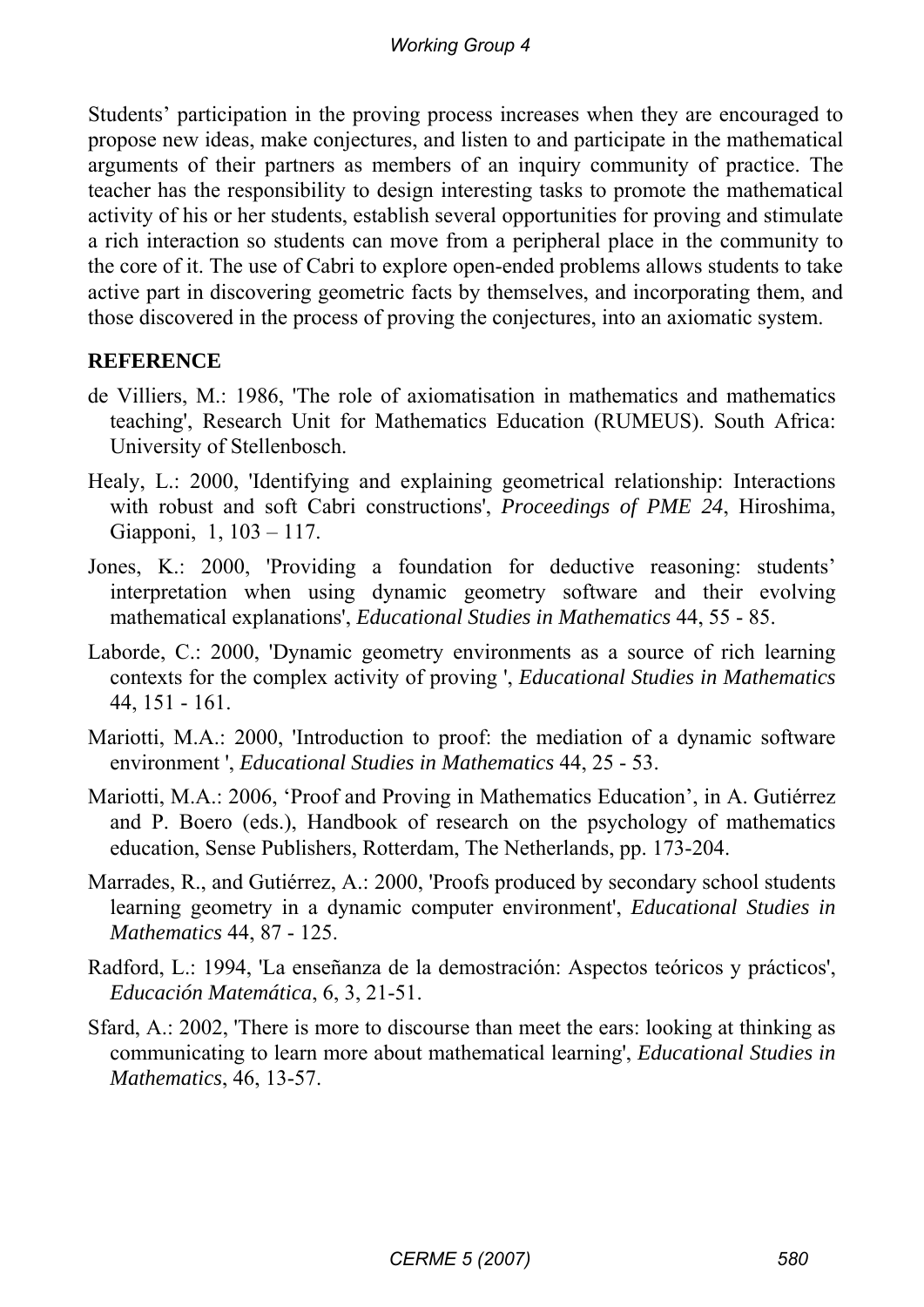Students' participation in the proving process increases when they are encouraged to propose new ideas, make conjectures, and listen to and participate in the mathematical arguments of their partners as members of an inquiry community of practice. The teacher has the responsibility to design interesting tasks to promote the mathematical activity of his or her students, establish several opportunities for proving and stimulate a rich interaction so students can move from a peripheral place in the community to the core of it. The use of Cabri to explore open-ended problems allows students to take active part in discovering geometric facts by themselves, and incorporating them, and those discovered in the process of proving the conjectures, into an axiomatic system.

## REFERENCE

de Villiers, M.: 1986, 'The role of axiomatisation in mathematics and mathematics teaching', Research Unit for Mathematics Education (RUMEUS). South Africa: University of Stellenbosch.

Healy, L.: 2000, 'Identifying and explaining geometrical relationship: Interactions with robust and soft Cabri constructions', *Proceedings of PME 24*, Hiroshima, Giapponi, 1, 103 – 117.

Jones, K.: 2000, 'Providing a foundation for deductive reasoning: students' interpretation when using dynamic geometry software and their evolving mathematical explanations', *Educational Studies in Mathematics* 44, 55 - 85.

Laborde, C.: 2000, 'Dynamic geometry environments as a source of rich learning contexts for the complex activity of proving ', *Educational Studies in Mathematics* 44, 151 - 161.

Mariotti, M.A.: 2000, 'Introduction to proof: the mediation of a dynamic software environment ', *Educational Studies in Mathematics* 44, 25 - 53.

Mariotti, M.A.: 2006, 'Proof and Proving in Mathematics Education', in A. Gutiérrez and P. Boero (eds.), Handbook of research on the psychology of mathematics education, Sense Publishers, Rotterdam, The Netherlands, pp. 173-204.

Marrades, R., and Gutiérrez, A.: 2000, 'Proofs produced by secondary school students learning geometry in a dynamic computer environment', *Educational Studies in Mathematics* 44, 87 - 125.

Radford, L.: 1994, 'La enseñanza de la demostración: Aspectos teóricos y prácticos', *Educación Matemática*, 6, 3, 21-51.

Sfard, A.: 2002, 'There is more to discourse than meet the ears: looking at thinking as communicating to learn more about mathematical learning', *Educational Studies in Mathematics*, 46, 13-57.